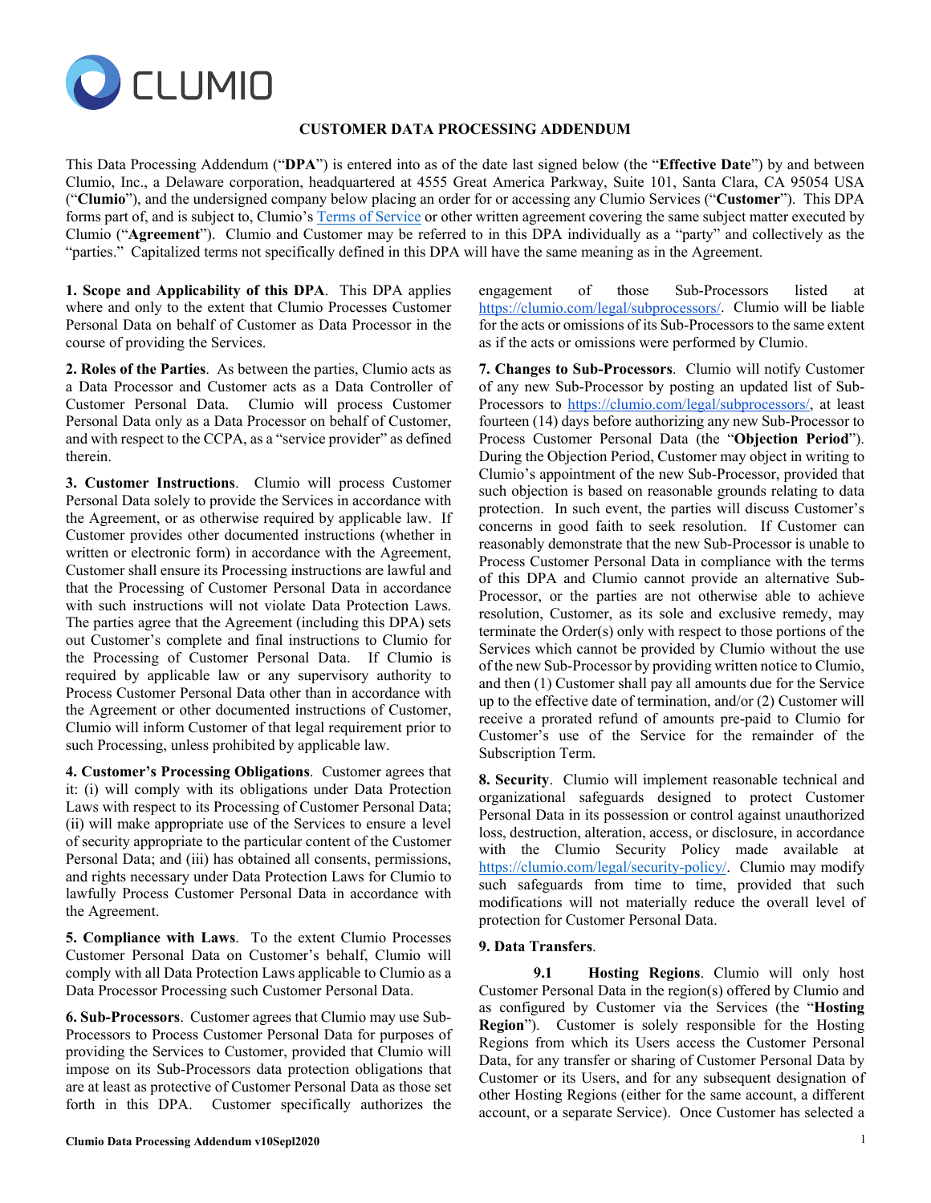CLUMIO

# CUSTOMER DATA PROCESSING ADDENDUM

This Data Processing Addendum ("**DPA**") is entered into as of the date last signed below (the "**Effective Date**") by and between Clumio, Inc., a Delaware corporation, headquartered at 4555 Great America Parkway, Suite 101, Santa Clara, CA 95054 USA ("**Clumio**"), and the undersigned company below placing an order for or accessing any Clumio Services ("**Customer**"). This DPA forms part of, and is subject to, Clumio's [Terms of Service] or other written agreement covering the same subject matter executed by Clumio ("**Agreement**"). Clumio and Customer may be referred to in this DPA individually as a "party" and collectively as the "parties." Capitalized terms not specifically defined in this DPA will have the same meaning as in the Agreement.

**1. Scope and Applicability of this DPA**. This DPA applies where and only to the extent that Clumio Processes Customer Personal Data on behalf of Customer as Data Processor in the course of providing the Services.

**2. Roles of the Parties**. As between the parties, Clumio acts as a Data Processor and Customer acts as a Data Controller of Customer Personal Data. Clumio will process Customer Personal Data only as a Data Processor on behalf of Customer, and with respect to the CCPA, as a "service provider" as defined therein.

**3. Customer Instructions**. Clumio will process Customer Personal Data solely to provide the Services in accordance with the Agreement, or as otherwise required by applicable law. If Customer provides other documented instructions (whether in written or electronic form) in accordance with the Agreement, Customer shall ensure its Processing instructions are lawful and that the Processing of Customer Personal Data in accordance with such instructions will not violate Data Protection Laws. The parties agree that the Agreement (including this DPA) sets out Customer's complete and final instructions to Clumio for the Processing of Customer Personal Data. If Clumio is required by applicable law or any supervisory authority to Process Customer Personal Data other than in accordance with the Agreement or other documented instructions of Customer, Clumio will inform Customer of that legal requirement prior to such Processing, unless prohibited by applicable law.

**4. Customer's Processing Obligations**. Customer agrees that it: (i) will comply with its obligations under Data Protection Laws with respect to its Processing of Customer Personal Data; (ii) will make appropriate use of the Services to ensure a level of security appropriate to the particular content of the Customer Personal Data; and (iii) has obtained all consents, permissions, and rights necessary under Data Protection Laws for Clumio to lawfully Process Customer Personal Data in accordance with the Agreement.

**5. Compliance with Laws**. To the extent Clumio Processes Customer Personal Data on Customer's behalf, Clumio will comply with all Data Protection Laws applicable to Clumio as a Data Processor Processing such Customer Personal Data.

**6. Sub-Processors**. Customer agrees that Clumio may use Sub-Processors to Process Customer Personal Data for purposes of providing the Services to Customer, provided that Clumio will impose on its Sub-Processors data protection obligations that are at least as protective of Customer Personal Data as those set forth in this DPA. Customer specifically authorizes the engagement of those Sub-Processors listed at https://clumio.com/legal/subprocessors/. Clumio will be liable for the acts or omissions of its Sub-Processors to the same extent as if the acts or omissions were performed by Clumio.

**7. Changes to Sub-Processors**. Clumio will notify Customer of any new Sub-Processor by posting an updated list of Sub-Processors to https://clumio.com/legal/subprocessors/, at least fourteen (14) days before authorizing any new Sub-Processor to Process Customer Personal Data (the "**Objection Period**"). During the Objection Period, Customer may object in writing to Clumio's appointment of the new Sub-Processor, provided that such objection is based on reasonable grounds relating to data protection. In such event, the parties will discuss Customer's concerns in good faith to seek resolution. If Customer can reasonably demonstrate that the new Sub-Processor is unable to Process Customer Personal Data in compliance with the terms of this DPA and Clumio cannot provide an alternative Sub-Processor, or the parties are not otherwise able to achieve resolution, Customer, as its sole and exclusive remedy, may terminate the Order(s) only with respect to those portions of the Services which cannot be provided by Clumio without the use of the new Sub-Processor by providing written notice to Clumio, and then (1) Customer shall pay all amounts due for the Service up to the effective date of termination, and/or (2) Customer will receive a prorated refund of amounts pre-paid to Clumio for Customer's use of the Service for the remainder of the Subscription Term.

**8. Security**. Clumio will implement reasonable technical and organizational safeguards designed to protect Customer Personal Data in its possession or control against unauthorized loss, destruction, alteration, access, or disclosure, in accordance with the Clumio Security Policy made available at https://clumio.com/legal/security-policy/. Clumio may modify such safeguards from time to time, provided that such modifications will not materially reduce the overall level of protection for Customer Personal Data.

**9. Data Transfers**.

**9.1 Hosting Regions**. Clumio will only host Customer Personal Data in the region(s) offered by Clumio and as configured by Customer via the Services (the "**Hosting Region**"). Customer is solely responsible for the Hosting Regions from which its Users access the Customer Personal Data, for any transfer or sharing of Customer Personal Data by Customer or its Users, and for any subsequent designation of other Hosting Regions (either for the same account, a different account, or a separate Service). Once Customer has selected a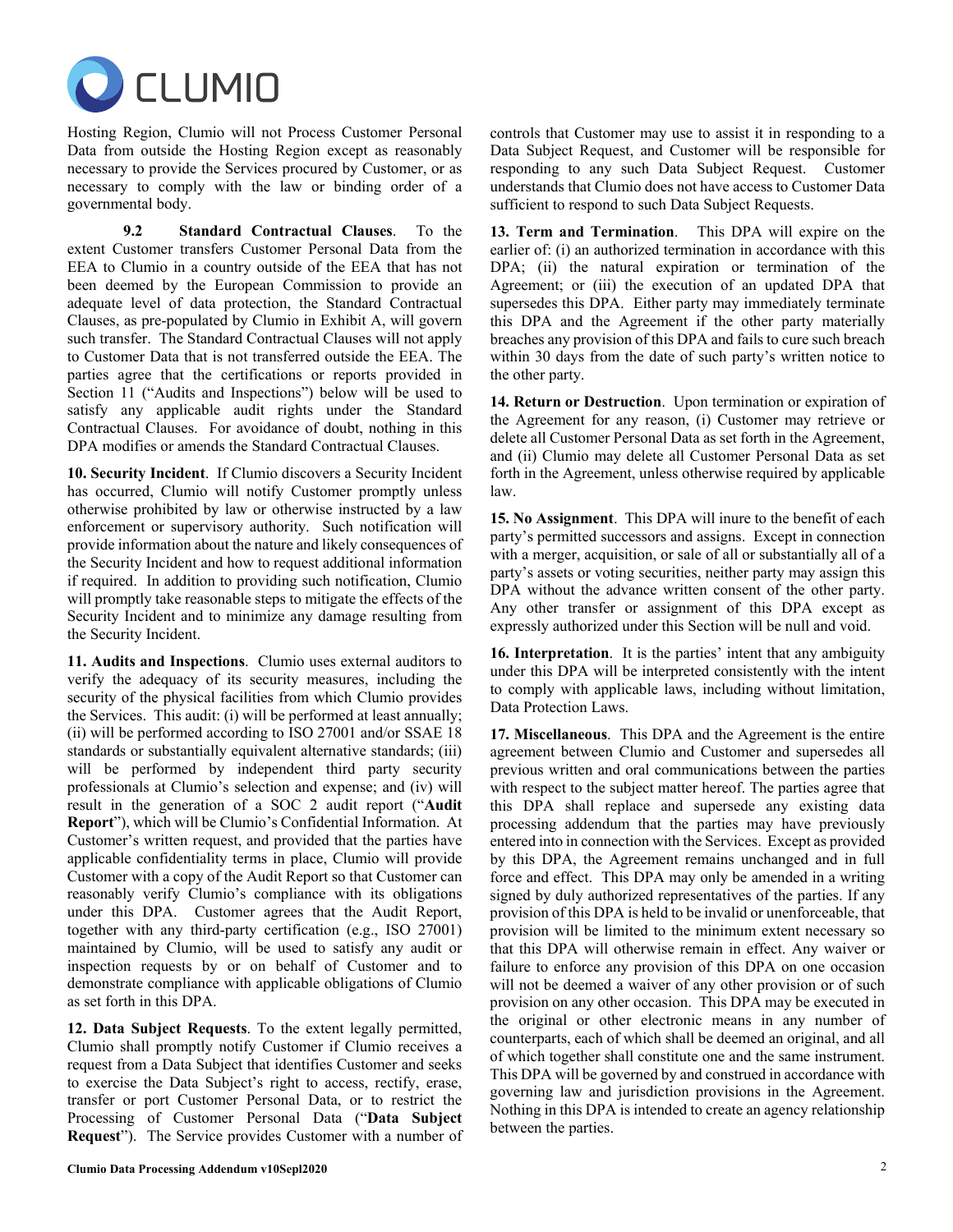Hosting Region, Clumio will not Process Customer Personal Data from outside the Hosting Region except as reasonably necessary to provide the Services procured by Customer, or as necessary to comply with the law or binding order of a governmental body.

**9.2 Standard Contractual Clauses**. To the extent Customer transfers Customer Personal Data from the EEA to Clumio in a country outside of the EEA that has not been deemed by the European Commission to provide an adequate level of data protection, the Standard Contractual Clauses, as pre-populated by Clumio in Exhibit A, will govern such transfer. The Standard Contractual Clauses will not apply to Customer Data that is not transferred outside the EEA. The parties agree that the certifications or reports provided in Section 11 ("Audits and Inspections") below will be used to satisfy any applicable audit rights under the Standard Contractual Clauses. For avoidance of doubt, nothing in this DPA modifies or amends the Standard Contractual Clauses.

**10. Security Incident**. If Clumio discovers a Security Incident has occurred, Clumio will notify Customer promptly unless otherwise prohibited by law or otherwise instructed by a law enforcement or supervisory authority. Such notification will provide information about the nature and likely consequences of the Security Incident and how to request additional information if required. In addition to providing such notification, Clumio will promptly take reasonable steps to mitigate the effects of the Security Incident and to minimize any damage resulting from the Security Incident.

**11. Audits and Inspections**. Clumio uses external auditors to verify the adequacy of its security measures, including the security of the physical facilities from which Clumio provides the Services. This audit: (i) will be performed at least annually; (ii) will be performed according to ISO 27001 and/or SSAE 18 standards or substantially equivalent alternative standards; (iii) will be performed by independent third party security professionals at Clumio's selection and expense; and (iv) will result in the generation of a SOC 2 audit report ("**Audit Report**"), which will be Clumio's Confidential Information. At Customer's written request, and provided that the parties have applicable confidentiality terms in place, Clumio will provide Customer with a copy of the Audit Report so that Customer can reasonably verify Clumio's compliance with its obligations under this DPA. Customer agrees that the Audit Report, together with any third-party certification (e.g., ISO 27001) maintained by Clumio, will be used to satisfy any audit or inspection requests by or on behalf of Customer and to demonstrate compliance with applicable obligations of Clumio as set forth in this DPA.

**12. Data Subject Requests**. To the extent legally permitted, Clumio shall promptly notify Customer if Clumio receives a request from a Data Subject that identifies Customer and seeks to exercise the Data Subject's right to access, rectify, erase, transfer or port Customer Personal Data, or to restrict the Processing of Customer Personal Data ("**Data Subject Request**"). The Service provides Customer with a number of controls that Customer may use to assist it in responding to a Data Subject Request, and Customer will be responsible for responding to any such Data Subject Request. Customer understands that Clumio does not have access to Customer Data sufficient to respond to such Data Subject Requests.

**13. Term and Termination**. This DPA will expire on the earlier of: (i) an authorized termination in accordance with this DPA; (ii) the natural expiration or termination of the Agreement; or (iii) the execution of an updated DPA that supersedes this DPA. Either party may immediately terminate this DPA and the Agreement if the other party materially breaches any provision of this DPA and fails to cure such breach within 30 days from the date of such party's written notice to the other party.

**14. Return or Destruction**. Upon termination or expiration of the Agreement for any reason, (i) Customer may retrieve or delete all Customer Personal Data as set forth in the Agreement, and (ii) Clumio may delete all Customer Personal Data as set forth in the Agreement, unless otherwise required by applicable law.

**15. No Assignment**. This DPA will inure to the benefit of each party's permitted successors and assigns. Except in connection with a merger, acquisition, or sale of all or substantially all of a party's assets or voting securities, neither party may assign this DPA without the advance written consent of the other party. Any other transfer or assignment of this DPA except as expressly authorized under this Section will be null and void.

**16. Interpretation**. It is the parties' intent that any ambiguity under this DPA will be interpreted consistently with the intent to comply with applicable laws, including without limitation, Data Protection Laws.

**17. Miscellaneous**. This DPA and the Agreement is the entire agreement between Clumio and Customer and supersedes all previous written and oral communications between the parties with respect to the subject matter hereof. The parties agree that this DPA shall replace and supersede any existing data processing addendum that the parties may have previously entered into in connection with the Services. Except as provided by this DPA, the Agreement remains unchanged and in full force and effect. This DPA may only be amended in a writing signed by duly authorized representatives of the parties. If any provision of this DPA is held to be invalid or unenforceable, that provision will be limited to the minimum extent necessary so that this DPA will otherwise remain in effect. Any waiver or failure to enforce any provision of this DPA on one occasion will not be deemed a waiver of any other provision or of such provision on any other occasion. This DPA may be executed in the original or other electronic means in any number of counterparts, each of which shall be deemed an original, and all of which together shall constitute one and the same instrument. This DPA will be governed by and construed in accordance with governing law and jurisdiction provisions in the Agreement. Nothing in this DPA is intended to create an agency relationship between the parties.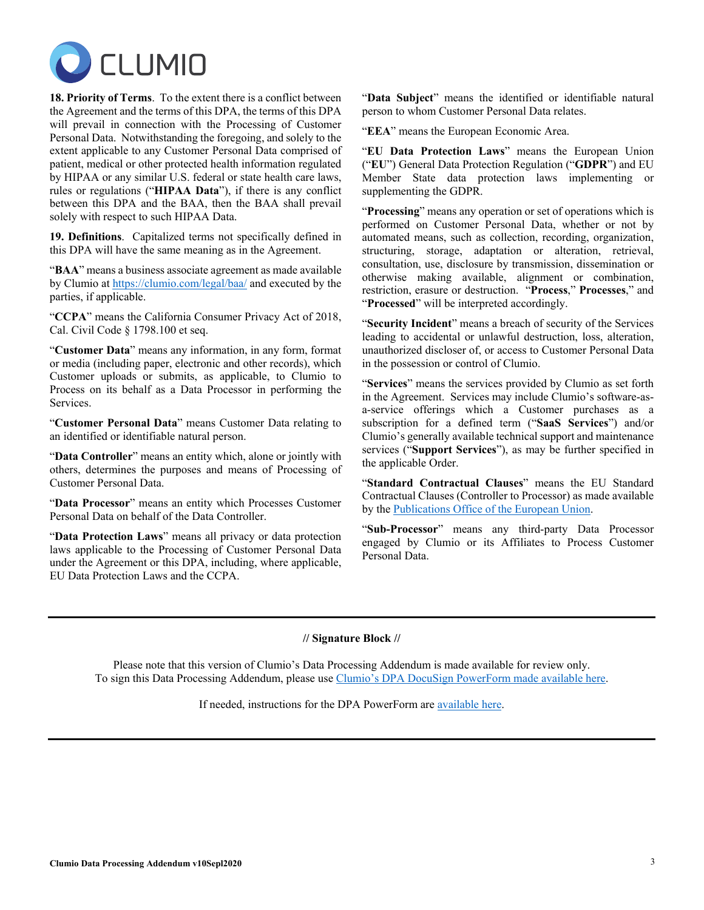**18. Priority of Terms**. To the extent there is a conflict between the Agreement and the terms of this DPA, the terms of this DPA will prevail in connection with the Processing of Customer Personal Data. Notwithstanding the foregoing, and solely to the extent applicable to any Customer Personal Data comprised of patient, medical or other protected health information regulated by HIPAA or any similar U.S. federal or state health care laws, rules or regulations ("**HIPAA Data**"), if there is any conflict between this DPA and the BAA, then the BAA shall prevail solely with respect to such HIPAA Data.

**19. Definitions**. Capitalized terms not specifically defined in this DPA will have the same meaning as in the Agreement.

"**BAA**" means a business associate agreement as made available by Clumio at [https://clumio.com/legal/baa/](https://clumio.com/legal/baa/) and executed by the parties, if applicable.

"**CCPA**" means the California Consumer Privacy Act of 2018, Cal. Civil Code § 1798.100 et seq.

"**Customer Data**" means any information, in any form, format or media (including paper, electronic and other records), which Customer uploads or submits, as applicable, to Clumio to Process on its behalf as a Data Processor in performing the Services.

"**Customer Personal Data**" means Customer Data relating to an identified or identifiable natural person.

"**Data Controller**" means an entity which, alone or jointly with others, determines the purposes and means of Processing of Customer Personal Data.

"**Data Processor**" means an entity which Processes Customer Personal Data on behalf of the Data Controller.

"**Data Protection Laws**" means all privacy or data protection laws applicable to the Processing of Customer Personal Data under the Agreement or this DPA, including, where applicable, EU Data Protection Laws and the CCPA.

"**Data Subject**" means the identified or identifiable natural person to whom Customer Personal Data relates.

"**EEA**" means the European Economic Area.

"**EU Data Protection Laws**" means the European Union ("**EU**") General Data Protection Regulation ("**GDPR**") and EU Member State data protection laws implementing or supplementing the GDPR.

"**Processing**" means any operation or set of operations which is performed on Customer Personal Data, whether or not by automated means, such as collection, recording, organization, structuring, storage, adaptation or alteration, retrieval, consultation, use, disclosure by transmission, dissemination or otherwise making available, alignment or combination, restriction, erasure or destruction. "**Process**," **Processes**," and "**Processed**" will be interpreted accordingly.

"**Security Incident**" means a breach of security of the Services leading to accidental or unlawful destruction, loss, alteration, unauthorized discloser of, or access to Customer Personal Data in the possession or control of Clumio.

"**Services**" means the services provided by Clumio as set forth in the Agreement. Services may include Clumio's software-as-a-service offerings which a Customer purchases as a subscription for a defined term ("**SaaS Services**") and/or Clumio's generally available technical support and maintenance services ("**Support Services**"), as may be further specified in the applicable Order.

"**Standard Contractual Clauses**" means the EU Standard Contractual Clauses (Controller to Processor) as made available by the Publications Office of the European Union.

"**Sub-Processor**" means any third-party Data Processor engaged by Clumio or its Affiliates to Process Customer Personal Data.

---

**// Signature Block //**

Please note that this version of Clumio's Data Processing Addendum is made available for review only.
To sign this Data Processing Addendum, please use Clumio's DPA DocuSign PowerForm made available here.

If needed, instructions for the DPA PowerForm are available here.

---

**Clumio Data Processing Addendum v10Sepl2020**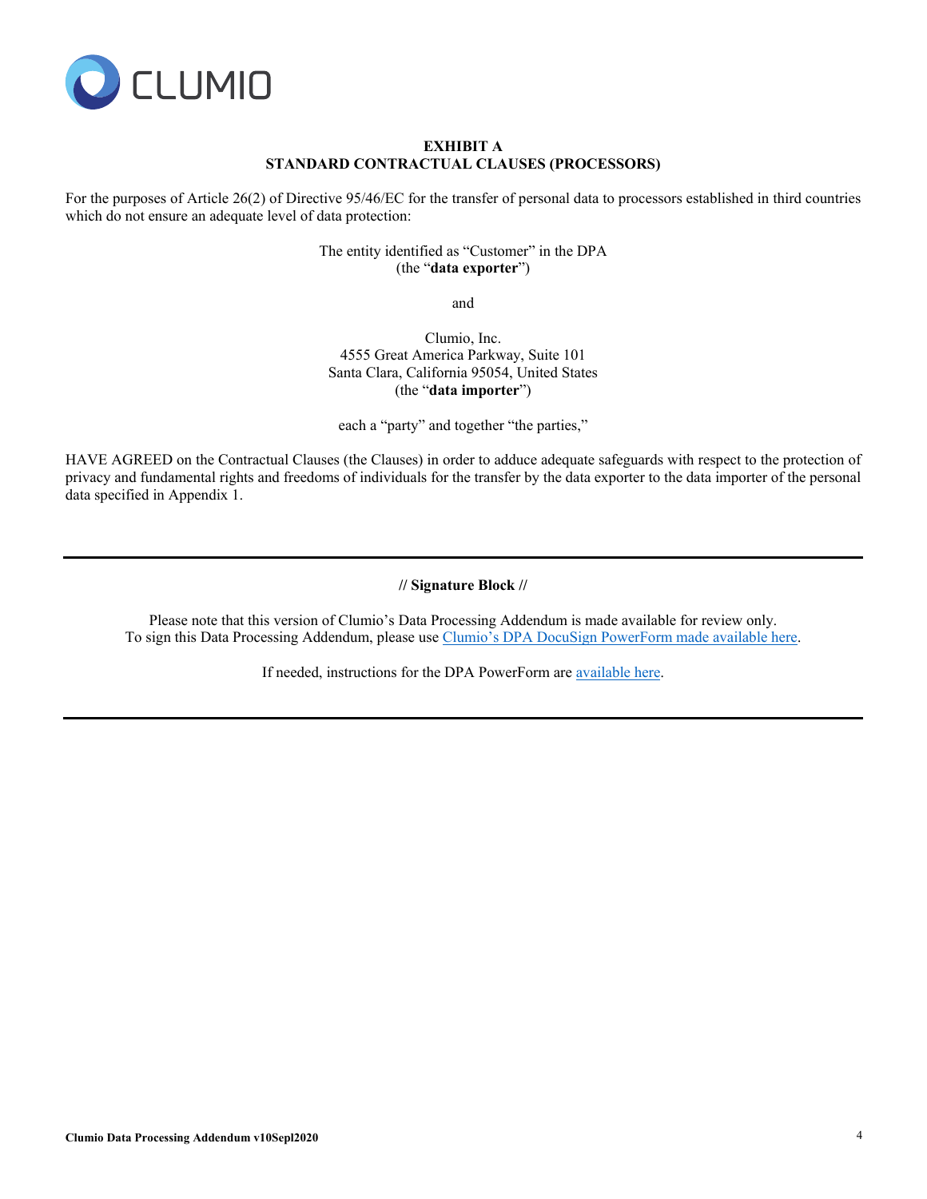**EXHIBIT A**
**STANDARD CONTRACTUAL CLAUSES (PROCESSORS)**

For the purposes of Article 26(2) of Directive 95/46/EC for the transfer of personal data to processors established in third countries which do not ensure an adequate level of data protection:

The entity identified as "Customer" in the DPA
(the "**data exporter**")

and

Clumio, Inc.
4555 Great America Parkway, Suite 101
Santa Clara, California 95054, United States
(the "**data importer**")

each a "party" and together "the parties,"

HAVE AGREED on the Contractual Clauses (the Clauses) in order to adduce adequate safeguards with respect to the protection of privacy and fundamental rights and freedoms of individuals for the transfer by the data exporter to the data importer of the personal data specified in Appendix 1.

---

**// Signature Block //**

Please note that this version of Clumio's Data Processing Addendum is made available for review only.
To sign this Data Processing Addendum, please use Clumio's DPA DocuSign PowerForm made available here.

If needed, instructions for the DPA PowerForm are available here.

---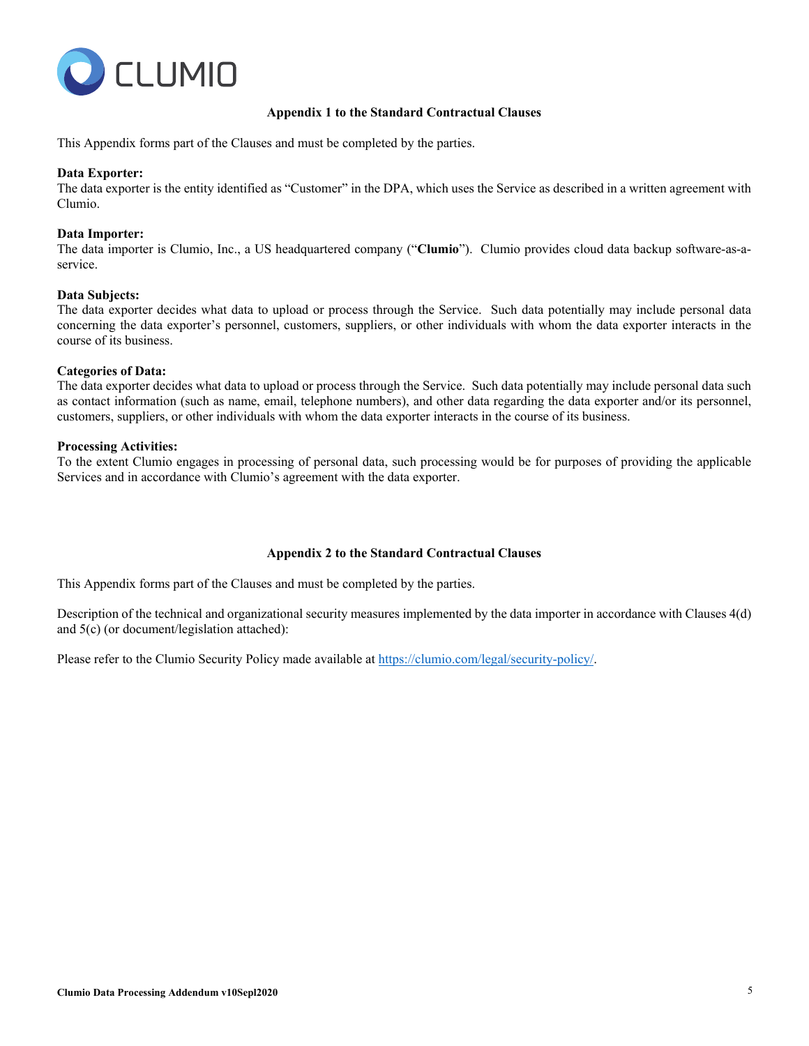### Appendix 1 to the Standard Contractual Clauses

This Appendix forms part of the Clauses and must be completed by the parties.

**Data Exporter:**
The data exporter is the entity identified as "Customer" in the DPA, which uses the Service as described in a written agreement with Clumio.

**Data Importer:**
The data importer is Clumio, Inc., a US headquartered company ("**Clumio**"). Clumio provides cloud data backup software-as-a-service.

**Data Subjects:**
The data exporter decides what data to upload or process through the Service. Such data potentially may include personal data concerning the data exporter's personnel, customers, suppliers, or other individuals with whom the data exporter interacts in the course of its business.

**Categories of Data:**
The data exporter decides what data to upload or process through the Service. Such data potentially may include personal data such as contact information (such as name, email, telephone numbers), and other data regarding the data exporter and/or its personnel, customers, suppliers, or other individuals with whom the data exporter interacts in the course of its business.

**Processing Activities:**
To the extent Clumio engages in processing of personal data, such processing would be for purposes of providing the applicable Services and in accordance with Clumio's agreement with the data exporter.

### Appendix 2 to the Standard Contractual Clauses

This Appendix forms part of the Clauses and must be completed by the parties.

Description of the technical and organizational security measures implemented by the data importer in accordance with Clauses 4(d) and 5(c) (or document/legislation attached):

Please refer to the Clumio Security Policy made available at [https://clumio.com/legal/security-policy/](https://clumio.com/legal/security-policy/).